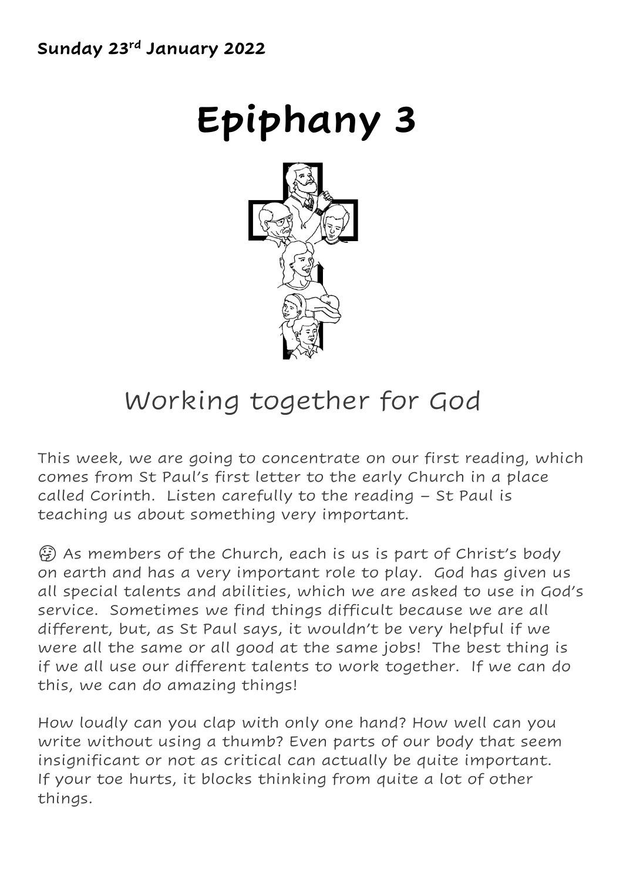**Sunday 23rd January 2022**

# Epiphany 3

## Working together for God

This week, we are going to concentrate on our first reading, which comes from St Paul's first letter to the early Church in a place called Corinth. Listen carefully to the reading – St Paul is teaching us about something very important.

🤔 As members of the Church, each is us is part of Christ's body on earth and has a very important role to play. God has given us all special talents and abilities, which we are asked to use in God's service. Sometimes we find things difficult because we are all different, but, as St Paul says, it wouldn't be very helpful if we were all the same or all good at the same jobs! The best thing is if we all use our different talents to work together. If we can do this, we can do amazing things!

How loudly can you clap with only one hand? How well can you write without using a thumb? Even parts of our body that seem insignificant or not as critical can actually be quite important. If your toe hurts, it blocks thinking from quite a lot of other things.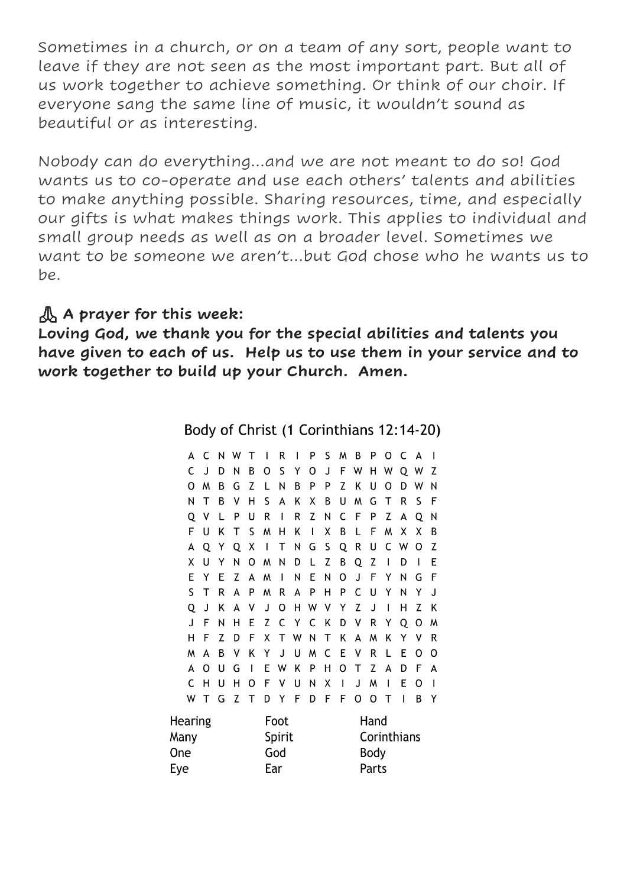Sometimes in a church, or on a team of any sort, people want to leave if they are not seen as the most important part. But all of us work together to achieve something. Or think of our choir. If everyone sang the same line of music, it wouldn't sound as beautiful or as interesting.

Nobody can do everything...and we are not meant to do so! God wants us to co-operate and use each others' talents and abilities to make anything possible. Sharing resources, time, and especially our gifts is what makes things work. This applies to individual and small group needs as well as on a broader level. Sometimes we want to be someone we aren't...but God chose who he wants us to be.

🙏 **A prayer for this week:**

**Loving God, we thank you for the special abilities and talents you have given to each of us. Help us to use them in your service and to work together to build up your Church. Amen.**

## Body of Christ (1 Corinthians 12:14-20)

```
A C N W T I R I P S M B P O C A I
C J D N B O S Y O J F W H W Q W Z
O M B G Z L N B P P Z K U O D W N
N T B V H S A K X B U M G T R S F
Q V L P U R I R Z N C F P Z A Q N
F U K T S M H K I X B L F M X X B
A Q Y Q X I T N G S Q R U C W O Z
X U Y N O M N D L Z B Q Z I D I E
E Y E Z A M I N E N O J F Y N G F
S T R A P M R A P H P C U Y N Y J
Q J K A V J O H W V Y Z J I H Z K
J F N H E Z C Y C K D V R Y Q O M
H F Z D F X T W N T K A M K Y V R
M A B V K Y J U M C E V R L E O O
A O U G I E W K P H O T Z A D F A
C H U H O F V U N X I J M I E O I
W T G Z T D Y F D F F O O T I B Y
```

| | | |
|---|---|---|
| Hearing | Foot | Hand |
| Many | Spirit | Corinthians |
| One | God | Body |
| Eye | Ear | Parts |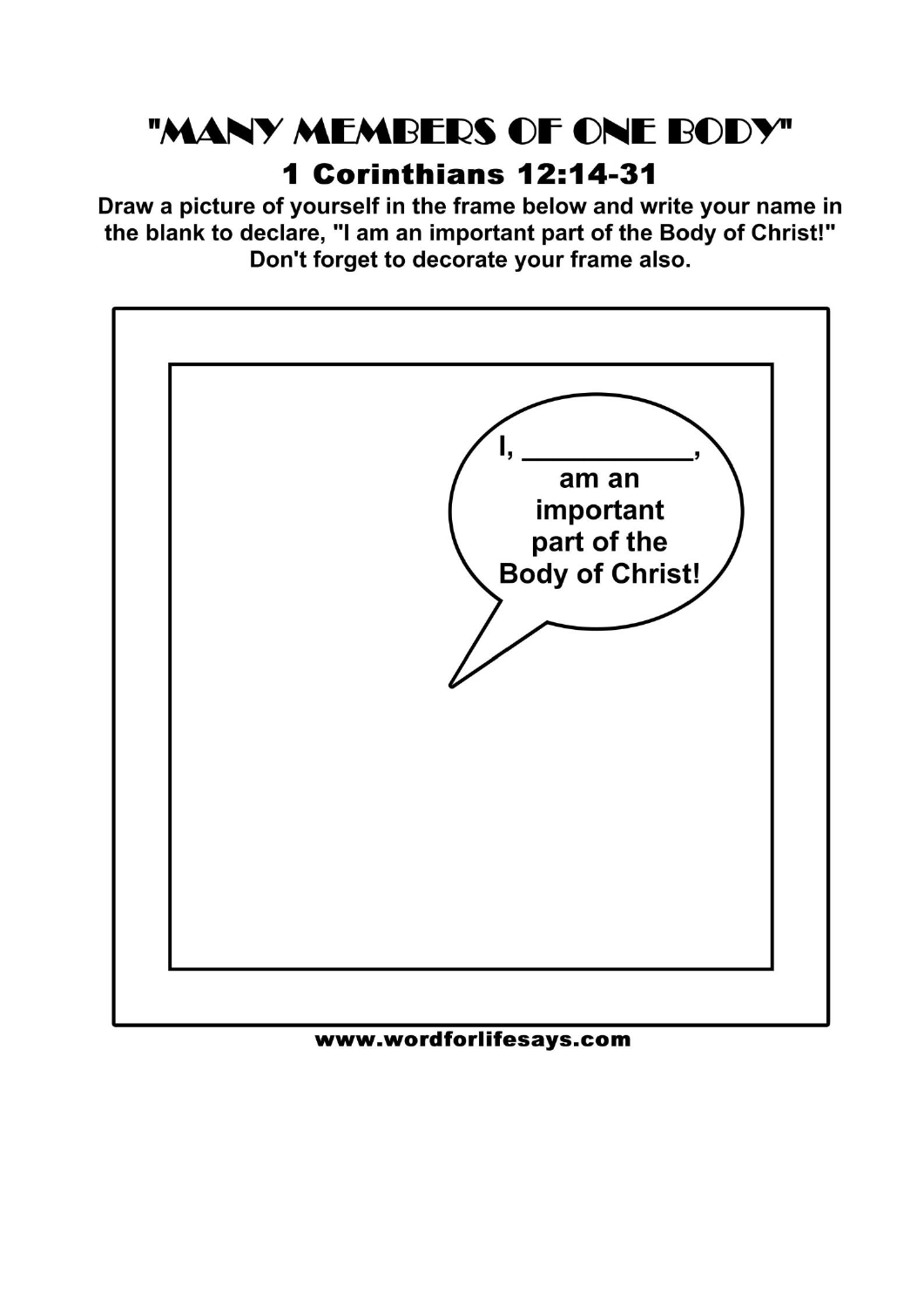# "MANY MEMBERS OF ONE BODY"

## 1 Corinthians 12:14-31

**Draw a picture of yourself in the frame below and write your name in the blank to declare, "I am an important part of the Body of Christ!" Don't forget to decorate your frame also.**

I, ____________, am an important part of the Body of Christ!

www.wordforlifesays.com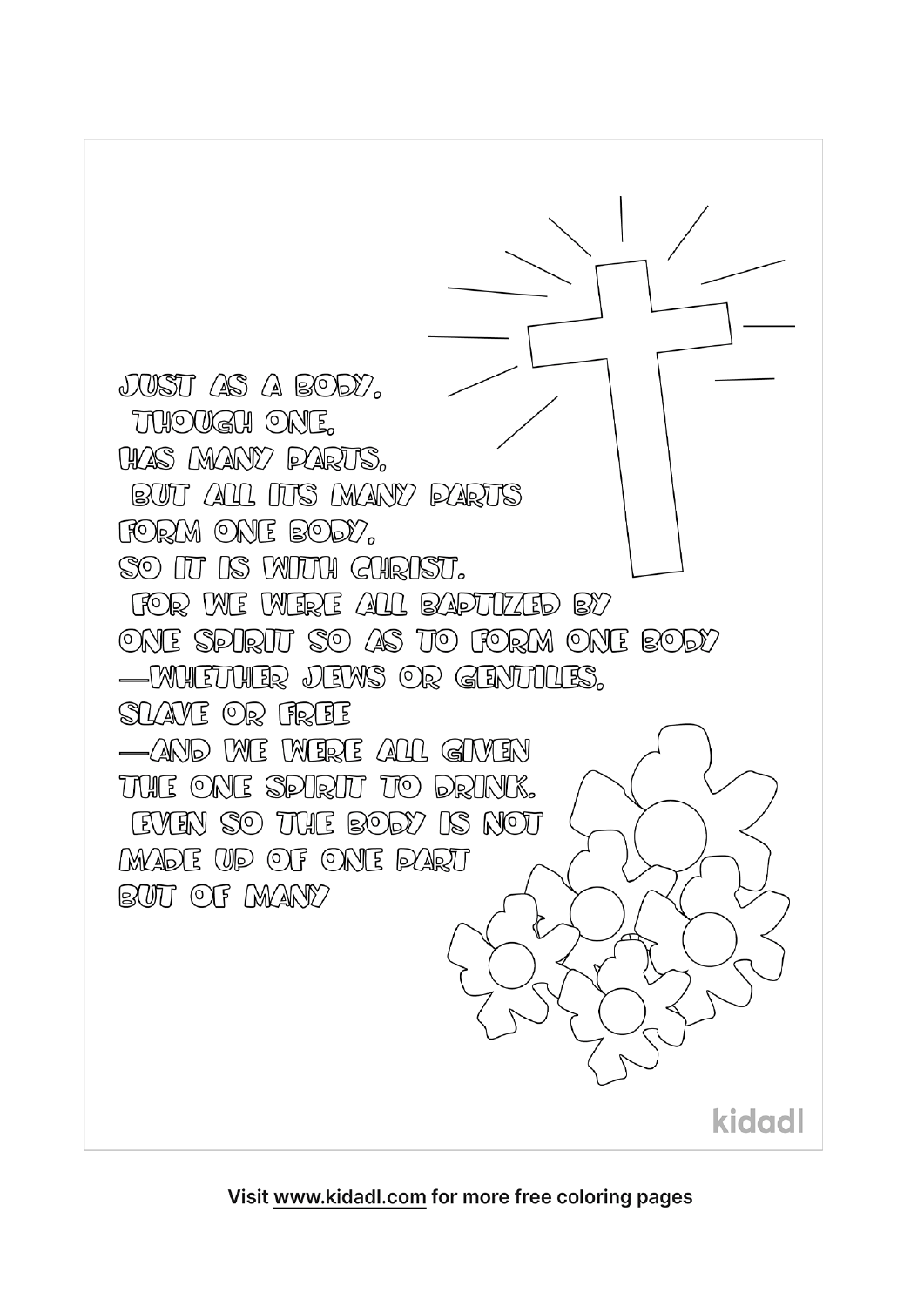JUST AS A BODY,
THOUGH ONE,
HAS MANY PARTS,
BUT ALL ITS MANY PARTS
FORM ONE BODY,
SO IT IS WITH CHRIST.
FOR WE WERE ALL BAPTIZED BY
ONE SPIRIT SO AS TO FORM ONE BODY
—WHETHER JEWS OR GENTILES,
SLAVE OR FREE
—AND WE WERE ALL GIVEN
THE ONE SPIRIT TO DRINK.
EVEN SO THE BODY IS NOT
MADE UP OF ONE PART
BUT OF MANY

kidadl

Visit www.kidadl.com for more free coloring pages